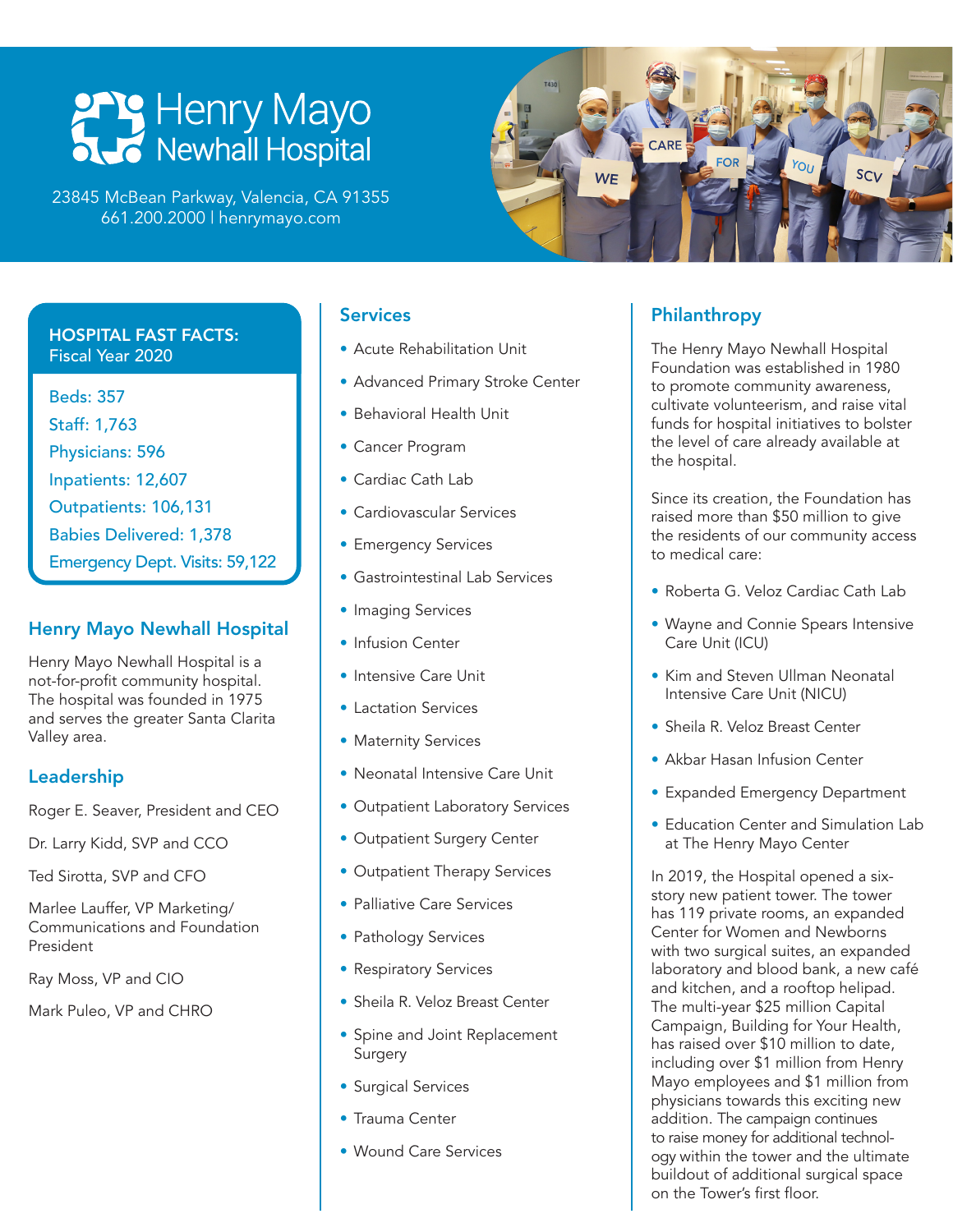# Henry Mayo Newhall Hospital

23845 McBean Parkway, Valencia, CA 91355
661.200.2000 | henrymayo.com

## HOSPITAL FAST FACTS: Fiscal Year 2020

Beds: 357
Staff: 1,763
Physicians: 596
Inpatients: 12,607
Outpatients: 106,131
Babies Delivered: 1,378
Emergency Dept. Visits: 59,122

## Henry Mayo Newhall Hospital

Henry Mayo Newhall Hospital is a not-for-profit community hospital. The hospital was founded in 1975 and serves the greater Santa Clarita Valley area.

## Leadership

Roger E. Seaver, President and CEO

Dr. Larry Kidd, SVP and CCO

Ted Sirotta, SVP and CFO

Marlee Lauffer, VP Marketing/ Communications and Foundation President

Ray Moss, VP and CIO

Mark Puleo, VP and CHRO

## Services

- Acute Rehabilitation Unit
- Advanced Primary Stroke Center
- Behavioral Health Unit
- Cancer Program
- Cardiac Cath Lab
- Cardiovascular Services
- Emergency Services
- Gastrointestinal Lab Services
- Imaging Services
- Infusion Center
- Intensive Care Unit
- Lactation Services
- Maternity Services
- Neonatal Intensive Care Unit
- Outpatient Laboratory Services
- Outpatient Surgery Center
- Outpatient Therapy Services
- Palliative Care Services
- Pathology Services
- Respiratory Services
- Sheila R. Veloz Breast Center
- Spine and Joint Replacement Surgery
- Surgical Services
- Trauma Center
- Wound Care Services

## Philanthropy

The Henry Mayo Newhall Hospital Foundation was established in 1980 to promote community awareness, cultivate volunteerism, and raise vital funds for hospital initiatives to bolster the level of care already available at the hospital.

Since its creation, the Foundation has raised more than $50 million to give the residents of our community access to medical care:

- Roberta G. Veloz Cardiac Cath Lab
- Wayne and Connie Spears Intensive Care Unit (ICU)
- Kim and Steven Ullman Neonatal Intensive Care Unit (NICU)
- Sheila R. Veloz Breast Center
- Akbar Hasan Infusion Center
- Expanded Emergency Department
- Education Center and Simulation Lab at The Henry Mayo Center

In 2019, the Hospital opened a six-story new patient tower. The tower has 119 private rooms, an expanded Center for Women and Newborns with two surgical suites, an expanded laboratory and blood bank, a new café and kitchen, and a rooftop helipad. The multi-year $25 million Capital Campaign, Building for Your Health, has raised over $10 million to date, including over $1 million from Henry Mayo employees and $1 million from physicians towards this exciting new addition. The campaign continues to raise money for additional technology within the tower and the ultimate buildout of additional surgical space on the Tower's first floor.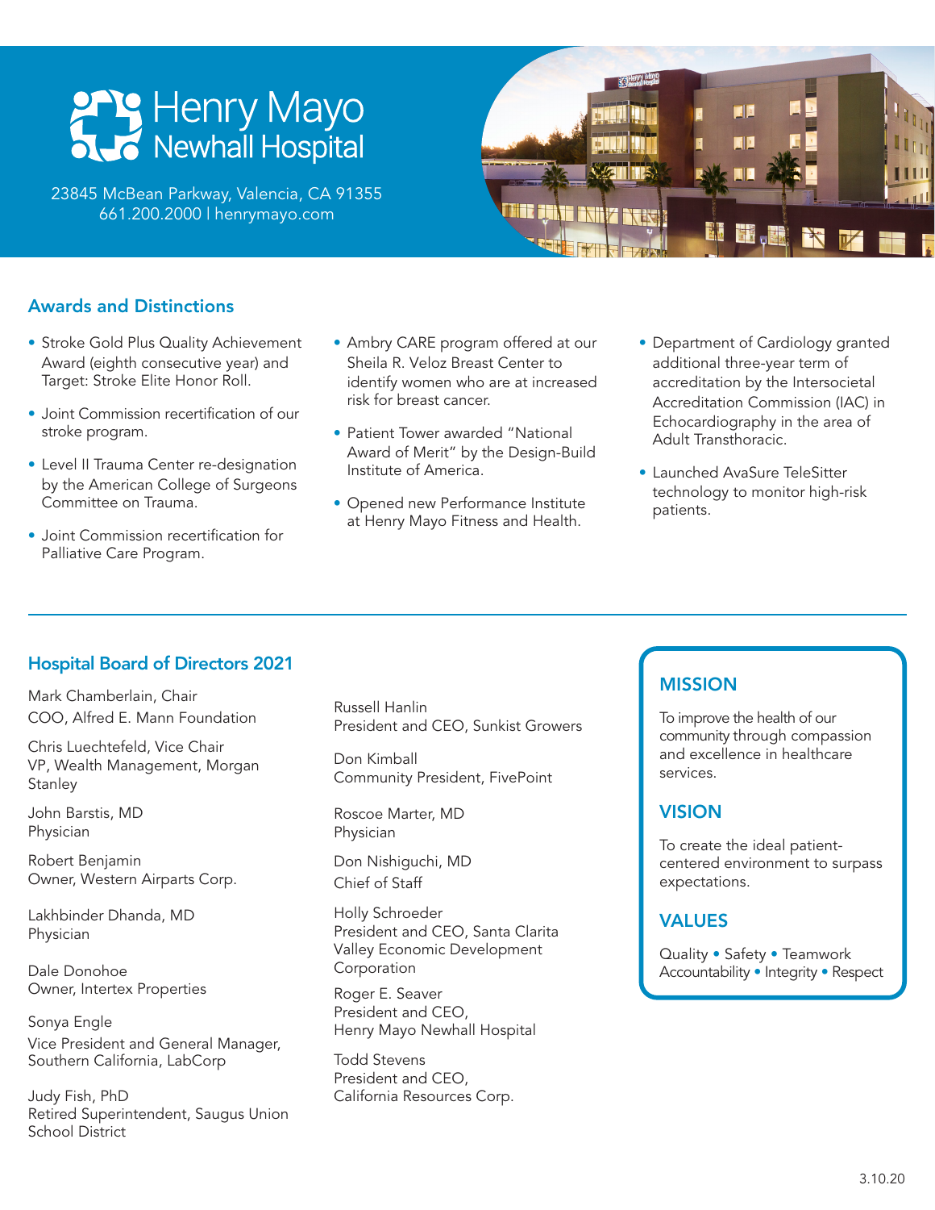# Henry Mayo Newhall Hospital

23845 McBean Parkway, Valencia, CA 91355
661.200.2000 | henrymayo.com

## Awards and Distinctions

- Stroke Gold Plus Quality Achievement Award (eighth consecutive year) and Target: Stroke Elite Honor Roll.
- Joint Commission recertification of our stroke program.
- Level II Trauma Center re-designation by the American College of Surgeons Committee on Trauma.
- Joint Commission recertification for Palliative Care Program.
- Ambry CARE program offered at our Sheila R. Veloz Breast Center to identify women who are at increased risk for breast cancer.
- Patient Tower awarded "National Award of Merit" by the Design-Build Institute of America.
- Opened new Performance Institute at Henry Mayo Fitness and Health.
- Department of Cardiology granted additional three-year term of accreditation by the Intersocietal Accreditation Commission (IAC) in Echocardiography in the area of Adult Transthoracic.
- Launched AvaSure TeleSitter technology to monitor high-risk patients.

## Hospital Board of Directors 2021

Mark Chamberlain, Chair
COO, Alfred E. Mann Foundation

Chris Luechtefeld, Vice Chair
VP, Wealth Management, Morgan Stanley

John Barstis, MD
Physician

Robert Benjamin
Owner, Western Airparts Corp.

Lakhbinder Dhanda, MD
Physician

Dale Donohoe
Owner, Intertex Properties

Sonya Engle
Vice President and General Manager, Southern California, LabCorp

Judy Fish, PhD
Retired Superintendent, Saugus Union School District

Russell Hanlin
President and CEO, Sunkist Growers

Don Kimball
Community President, FivePoint

Roscoe Marter, MD
Physician

Don Nishiguchi, MD
Chief of Staff

Holly Schroeder
President and CEO, Santa Clarita Valley Economic Development Corporation

Roger E. Seaver
President and CEO,
Henry Mayo Newhall Hospital

Todd Stevens
President and CEO,
California Resources Corp.

## MISSION

To improve the health of our community through compassion and excellence in healthcare services.

## VISION

To create the ideal patient-centered environment to surpass expectations.

## VALUES

Quality • Safety • Teamwork
Accountability • Integrity • Respect

3.10.20